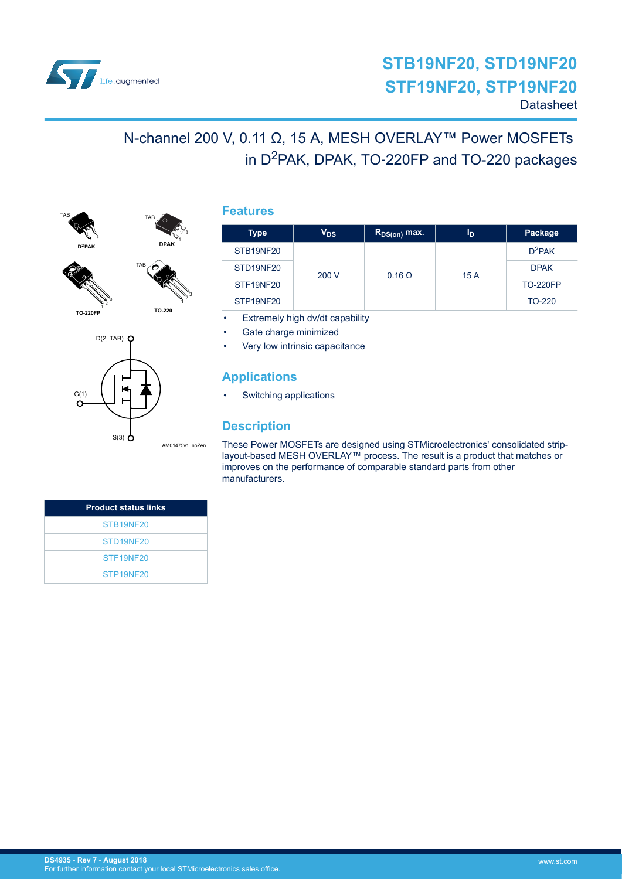# STB19NF20, STD19NF20 STF19NF20, STP19NF20

Datasheet

## N-channel 200 V, 0.11 Ω, 15 A, MESH OVERLAY™ Power MOSFETs in D²PAK, DPAK, TO-220FP and TO-220 packages

## Features

| Type | $V_{DS}$ | $R_{DS(on)}$ max. | $I_D$ | Package |
|---|---|---|---|---|
| STB19NF20 | 200 V | 0.16 Ω | 15 A | D²PAK |
| STD19NF20 | | | | DPAK |
| STF19NF20 | | | | TO-220FP |
| STP19NF20 | | | | TO-220 |

- Extremely high dv/dt capability
- Gate charge minimized
- Very low intrinsic capacitance

## Applications

- Switching applications

## Description

These Power MOSFETs are designed using STMicroelectronics' consolidated strip-layout-based MESH OVERLAY™ process. The result is a product that matches or improves on the performance of comparable standard parts from other manufacturers.

| Product status links |
|---|
| STB19NF20 |
| STD19NF20 |
| STF19NF20 |
| STP19NF20 |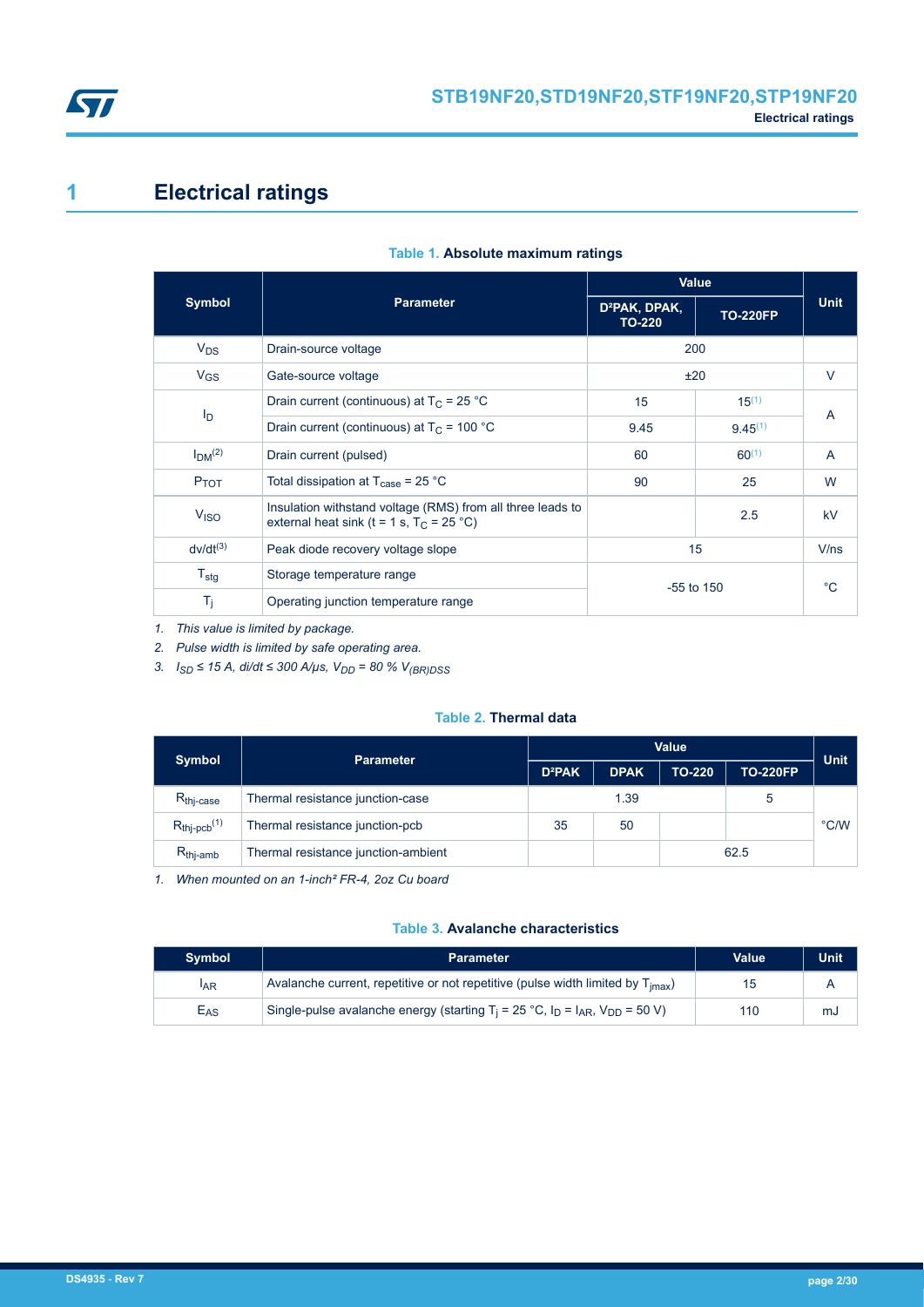# 1 Electrical ratings

**Table 1. Absolute maximum ratings**

| Symbol | Parameter | Value | | Unit |
|---|---|---|---|---|
| | | D²PAK, DPAK, TO-220 | TO-220FP | |
| $V_{DS}$ | Drain-source voltage | 200 | | V |
| $V_{GS}$ | Gate-source voltage | ±20 | | V |
| $I_D$ | Drain current (continuous) at $T_C$ = 25 °C | 15 | 15[1] | A |
| | Drain current (continuous) at $T_C$ = 100 °C | 9.45 | 9.45[1] | A |
| $I_{DM}$[2] | Drain current (pulsed) | 60 | 60[1] | A |
| $P_{TOT}$ | Total dissipation at $T_{case}$ = 25 °C | 90 | 25 | W |
| $V_{ISO}$ | Insulation withstand voltage (RMS) from all three leads to external heat sink (t = 1 s, $T_C$ = 25 °C) | | 2.5 | kV |
| dv/dt[3] | Peak diode recovery voltage slope | 15 | | V/ns |
| $T_{stg}$ | Storage temperature range | -55 to 150 | | °C |
| $T_j$ | Operating junction temperature range | | | |

1. *This value is limited by package.*
2. *Pulse width is limited by safe operating area.*
3. *$I_{SD}$ ≤ 15 A, di/dt ≤ 300 A/µs, $V_{DD}$ = 80 % $V_{(BR)DSS}$*

**Table 2. Thermal data**

| Symbol | Parameter | Value | | | | Unit |
|---|---|---|---|---|---|---|
| | | D²PAK | DPAK | TO-220 | TO-220FP | |
| $R_{thj-case}$ | Thermal resistance junction-case | 1.39 | | | 5 | °C/W |
| $R_{thj-pcb}$[1] | Thermal resistance junction-pcb | 35 | 50 | | | |
| $R_{thj-amb}$ | Thermal resistance junction-ambient | | | 62.5 | | |

1. *When mounted on an 1-inch² FR-4, 2oz Cu board*

**Table 3. Avalanche characteristics**

| Symbol | Parameter | Value | Unit |
|---|---|---|---|
| $I_{AR}$ | Avalanche current, repetitive or not repetitive (pulse width limited by $T_{jmax}$) | 15 | A |
| $E_{AS}$ | Single-pulse avalanche energy (starting $T_j$ = 25 °C, $I_D$ = $I_{AR}$, $V_{DD}$ = 50 V) | 110 | mJ |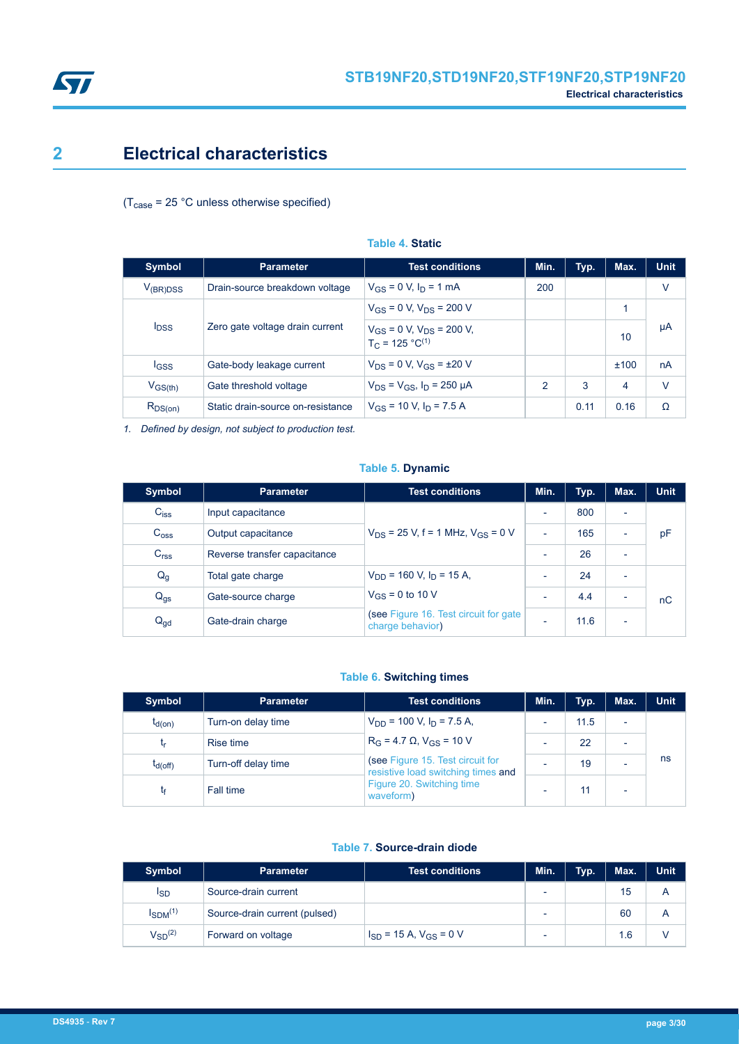## 2 Electrical characteristics

($T_{case}$ = 25 °C unless otherwise specified)

**Table 4. Static**

| Symbol | Parameter | Test conditions | Min. | Typ. | Max. | Unit |
|---|---|---|---|---|---|---|
| $V_{(BR)DSS}$ | Drain-source breakdown voltage | $V_{GS}$ = 0 V, $I_D$ = 1 mA | 200 | | | V |
| $I_{DSS}$ | Zero gate voltage drain current | $V_{GS}$ = 0 V, $V_{DS}$ = 200 V | | | 1 | µA |
| | | $V_{GS}$ = 0 V, $V_{DS}$ = 200 V, $T_C$ = 125 °C[(1)] | | | 10 | |
| $I_{GSS}$ | Gate-body leakage current | $V_{DS}$ = 0 V, $V_{GS}$ = ±20 V | | | ±100 | nA |
| $V_{GS(th)}$ | Gate threshold voltage | $V_{DS}$ = $V_{GS}$, $I_D$ = 250 µA | 2 | 3 | 4 | V |
| $R_{DS(on)}$ | Static drain-source on-resistance | $V_{GS}$ = 10 V, $I_D$ = 7.5 A | | 0.11 | 0.16 | Ω |

1. *Defined by design, not subject to production test.*

**Table 5. Dynamic**

| Symbol | Parameter | Test conditions | Min. | Typ. | Max. | Unit |
|---|---|---|---|---|---|---|
| $C_{iss}$ | Input capacitance | $V_{DS}$ = 25 V, f = 1 MHz, $V_{GS}$ = 0 V | - | 800 | - | pF |
| $C_{oss}$ | Output capacitance | | - | 165 | - | |
| $C_{rss}$ | Reverse transfer capacitance | | - | 26 | - | |
| $Q_g$ | Total gate charge | $V_{DD}$ = 160 V, $I_D$ = 15 A, $V_{GS}$ = 0 to 10 V (see Figure 16. Test circuit for gate charge behavior) | - | 24 | - | nC |
| $Q_{gs}$ | Gate-source charge | | - | 4.4 | - | |
| $Q_{gd}$ | Gate-drain charge | | - | 11.6 | - | |

**Table 6. Switching times**

| Symbol | Parameter | Test conditions | Min. | Typ. | Max. | Unit |
|---|---|---|---|---|---|---|
| $t_{d(on)}$ | Turn-on delay time | $V_{DD}$ = 100 V, $I_D$ = 7.5 A, $R_G$ = 4.7 Ω, $V_{GS}$ = 10 V (see Figure 15. Test circuit for resistive load switching times and Figure 20. Switching time waveform) | - | 11.5 | - | ns |
| $t_r$ | Rise time | | - | 22 | - | |
| $t_{d(off)}$ | Turn-off delay time | | - | 19 | - | |
| $t_f$ | Fall time | | - | 11 | - | |

**Table 7. Source-drain diode**

| Symbol | Parameter | Test conditions | Min. | Typ. | Max. | Unit |
|---|---|---|---|---|---|---|
| $I_{SD}$ | Source-drain current | | - | | 15 | A |
| $I_{SDM}$[(1)] | Source-drain current (pulsed) | | - | | 60 | A |
| $V_{SD}$[(2)] | Forward on voltage | $I_{SD}$ = 15 A, $V_{GS}$ = 0 V | - | | 1.6 | V |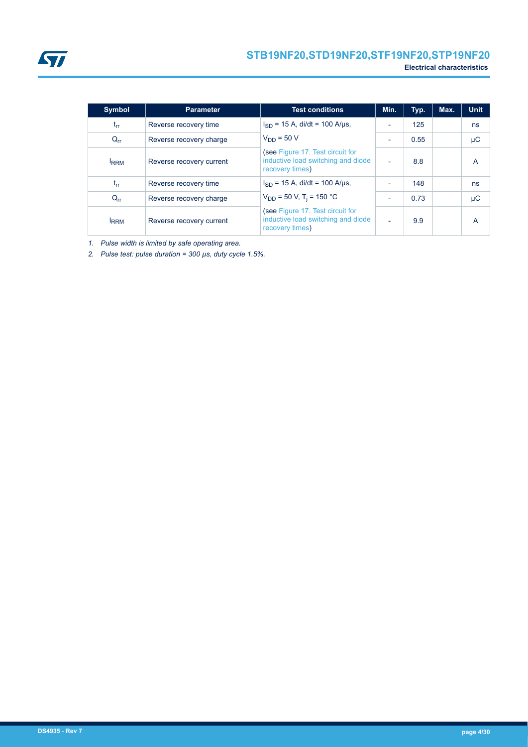| Symbol | Parameter | Test conditions | Min. | Typ. | Max. | Unit |
|---|---|---|---|---|---|---|
| $t_{rr}$ | Reverse recovery time | $I_{SD}$ = 15 A, di/dt = 100 A/µs, | - | 125 | | ns |
| $Q_{rr}$ | Reverse recovery charge | $V_{DD}$ = 50 V | - | 0.55 | | µC |
| $I_{RRM}$ | Reverse recovery current | (see Figure 17. Test circuit for inductive load switching and diode recovery times) | - | 8.8 | | A |
| $t_{rr}$ | Reverse recovery time | $I_{SD}$ = 15 A, di/dt = 100 A/µs, | - | 148 | | ns |
| $Q_{rr}$ | Reverse recovery charge | $V_{DD}$ = 50 V, $T_j$ = 150 °C | - | 0.73 | | µC |
| $I_{RRM}$ | Reverse recovery current | (see Figure 17. Test circuit for inductive load switching and diode recovery times) | - | 9.9 | | A |

1. *Pulse width is limited by safe operating area.*
2. *Pulse test: pulse duration = 300 µs, duty cycle 1.5%.*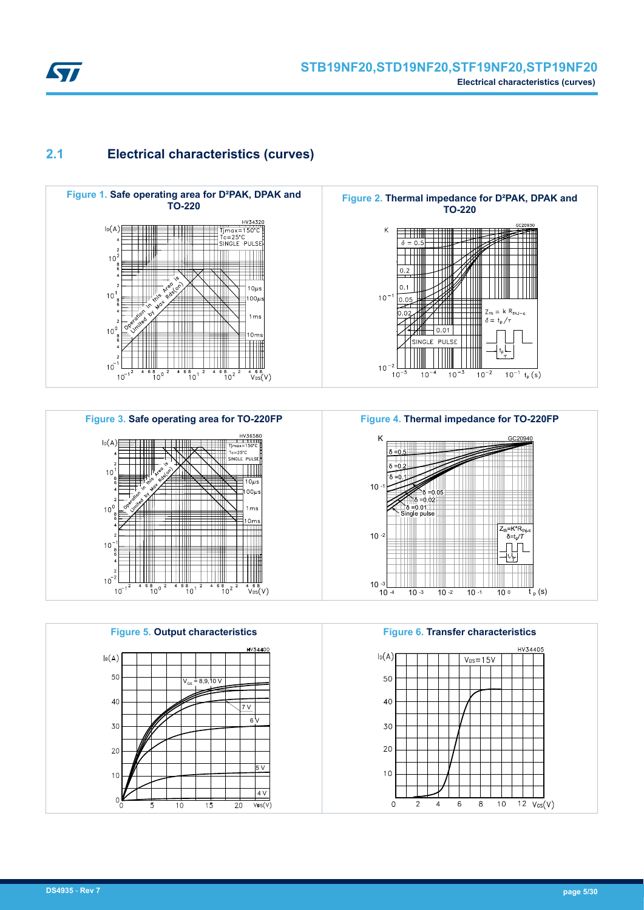## 2.1 Electrical characteristics (curves)

**Figure 1.** Safe operating area for D²PAK, DPAK and TO-220

**Figure 2.** Thermal impedance for D²PAK, DPAK and TO-220

**Figure 3.** Safe operating area for TO-220FP

**Figure 4.** Thermal impedance for TO-220FP

**Figure 5.** Output characteristics

**Figure 6.** Transfer characteristics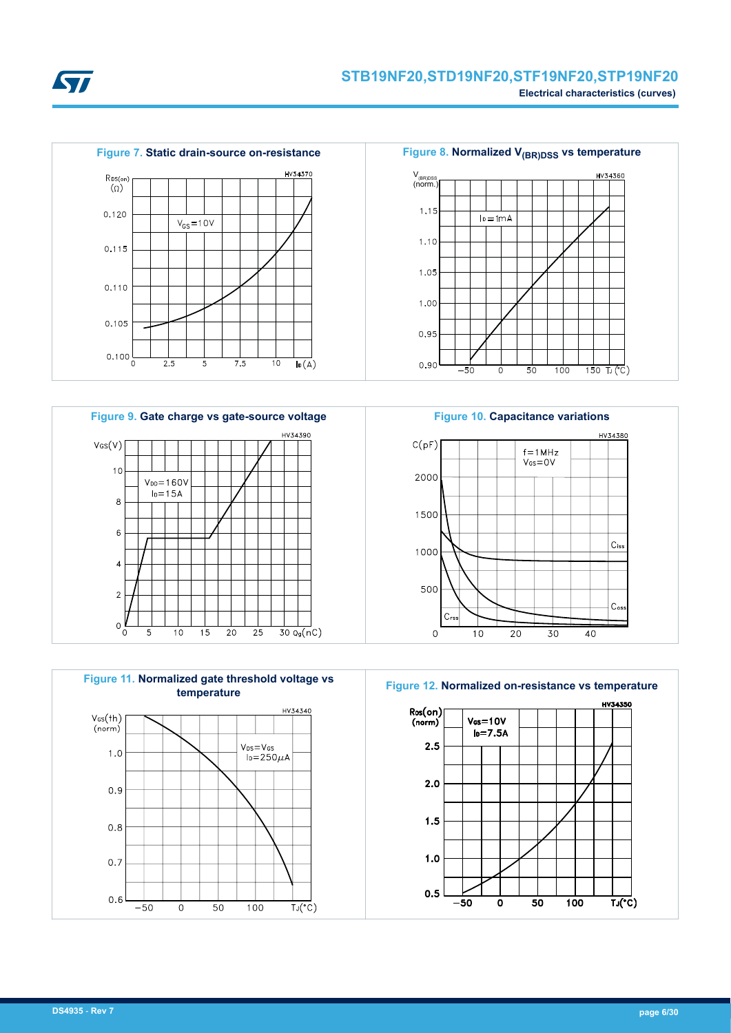Figure 7. **Static drain-source on-resistance**

Figure 8. **Normalized $V_{(BR)DSS}$ vs temperature**

Figure 9. **Gate charge vs gate-source voltage**

Figure 10. **Capacitance variations**

Figure 11. **Normalized gate threshold voltage vs temperature**

Figure 12. **Normalized on-resistance vs temperature**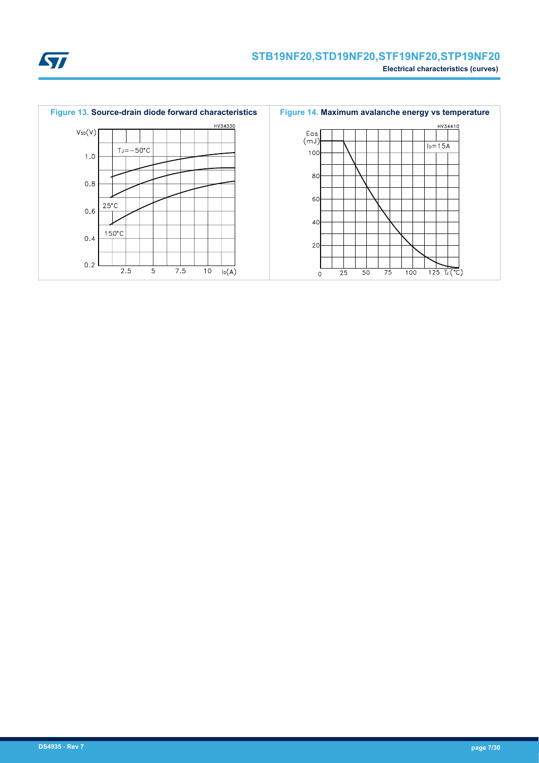**Figure 13.** **Source-drain diode forward characteristics**

**Figure 14.** **Maximum avalanche energy vs temperature**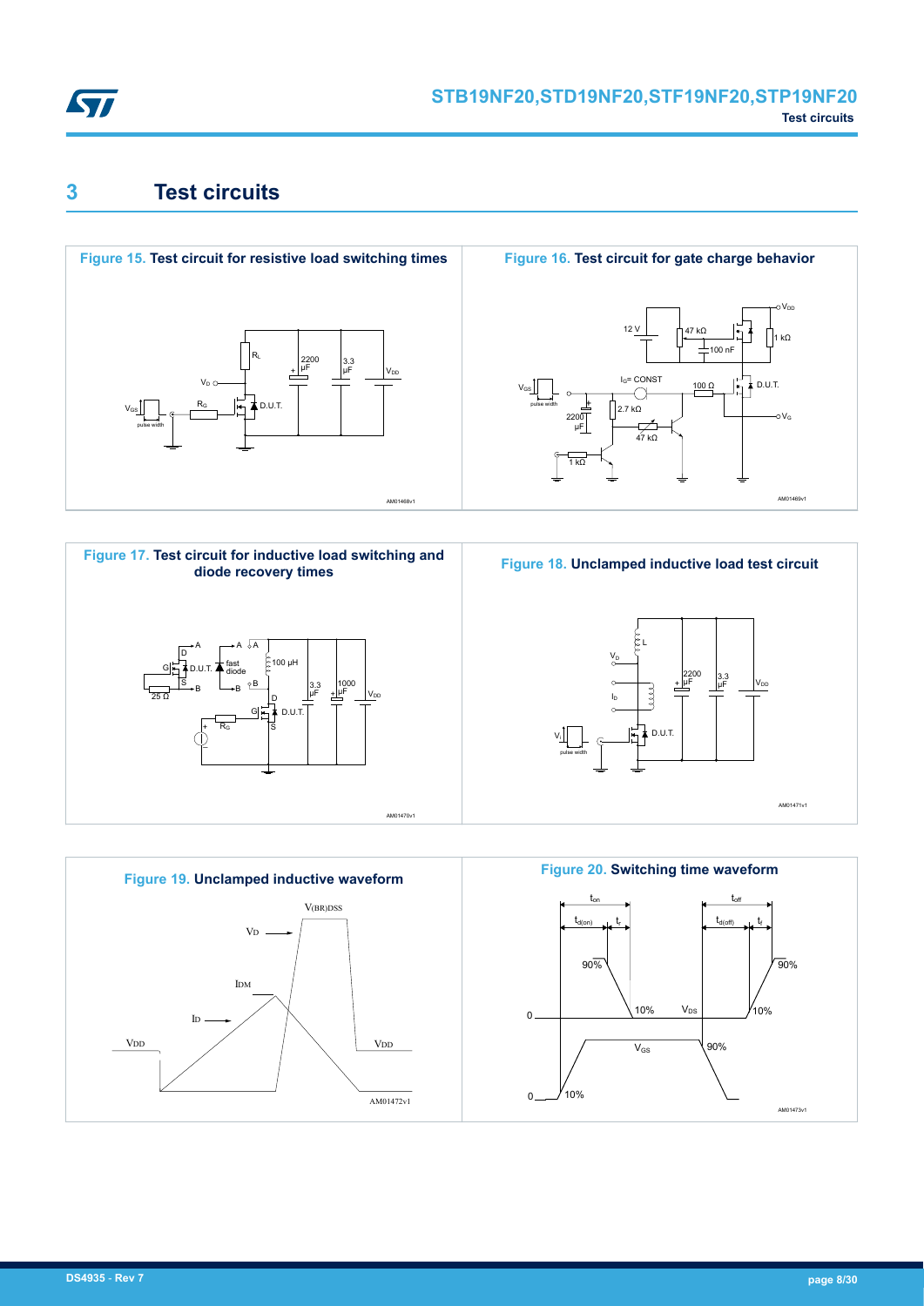# 3 Test circuits

**Figure 15. Test circuit for resistive load switching times**

**Figure 16. Test circuit for gate charge behavior**

**Figure 17. Test circuit for inductive load switching and diode recovery times**

**Figure 18. Unclamped inductive load test circuit**

**Figure 19. Unclamped inductive waveform**

**Figure 20. Switching time waveform**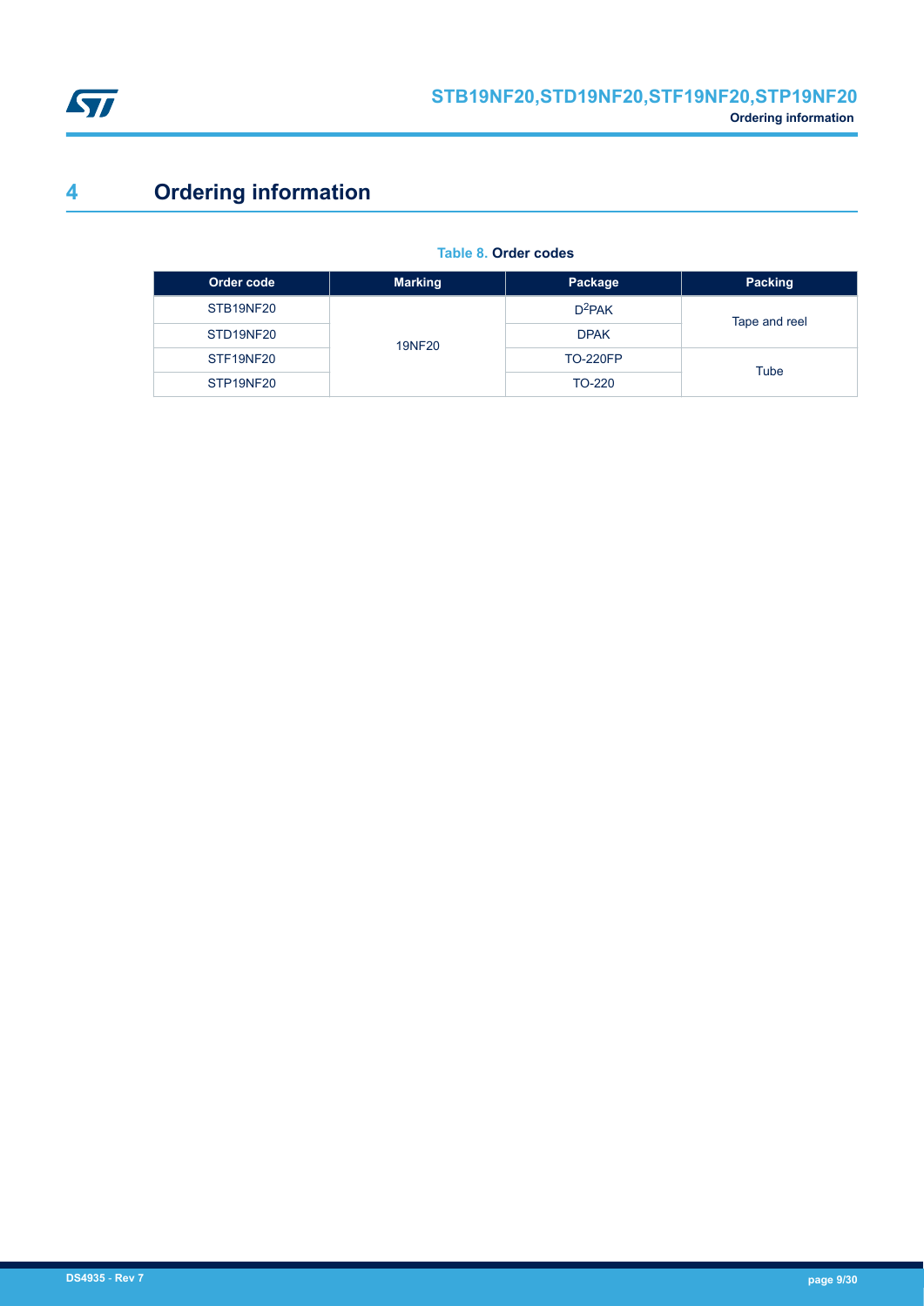# 4 Ordering information

**Table 8. Order codes**

| Order code | Marking | Package | Packing |
|---|---|---|---|
| STB19NF20 | 19NF20 | $D^2PAK$ | Tape and reel |
| STD19NF20 | | DPAK | |
| STF19NF20 | | TO-220FP | Tube |
| STP19NF20 | | TO-220 | |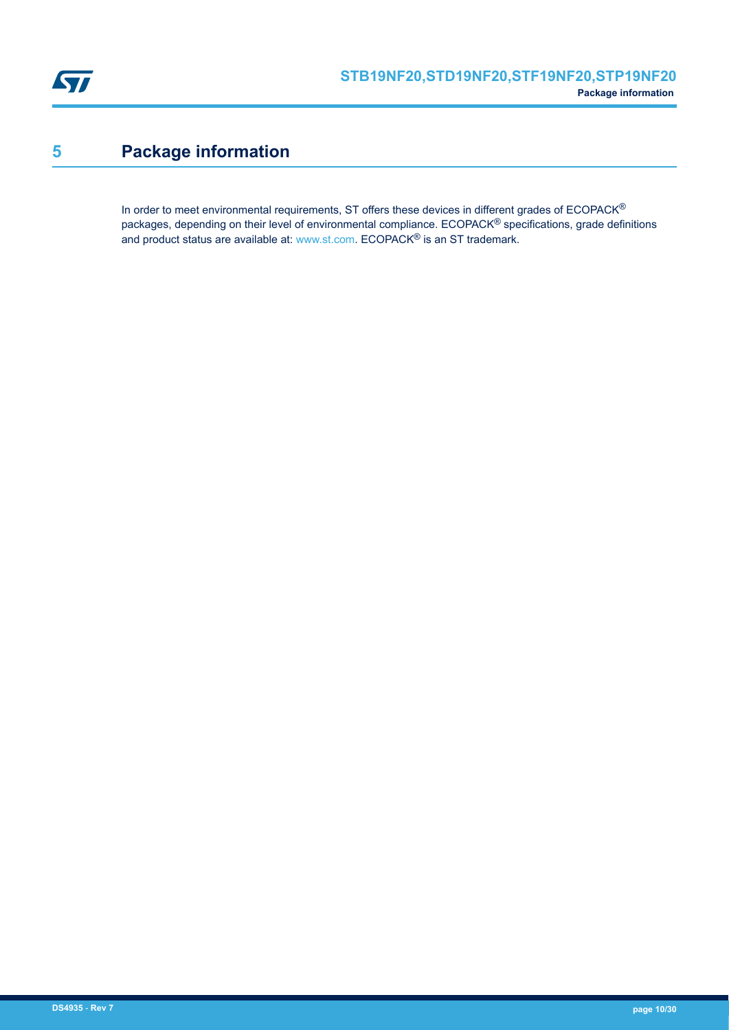# 5 Package information

In order to meet environmental requirements, ST offers these devices in different grades of ECOPACK® packages, depending on their level of environmental compliance. ECOPACK® specifications, grade definitions and product status are available at: www.st.com. ECOPACK® is an ST trademark.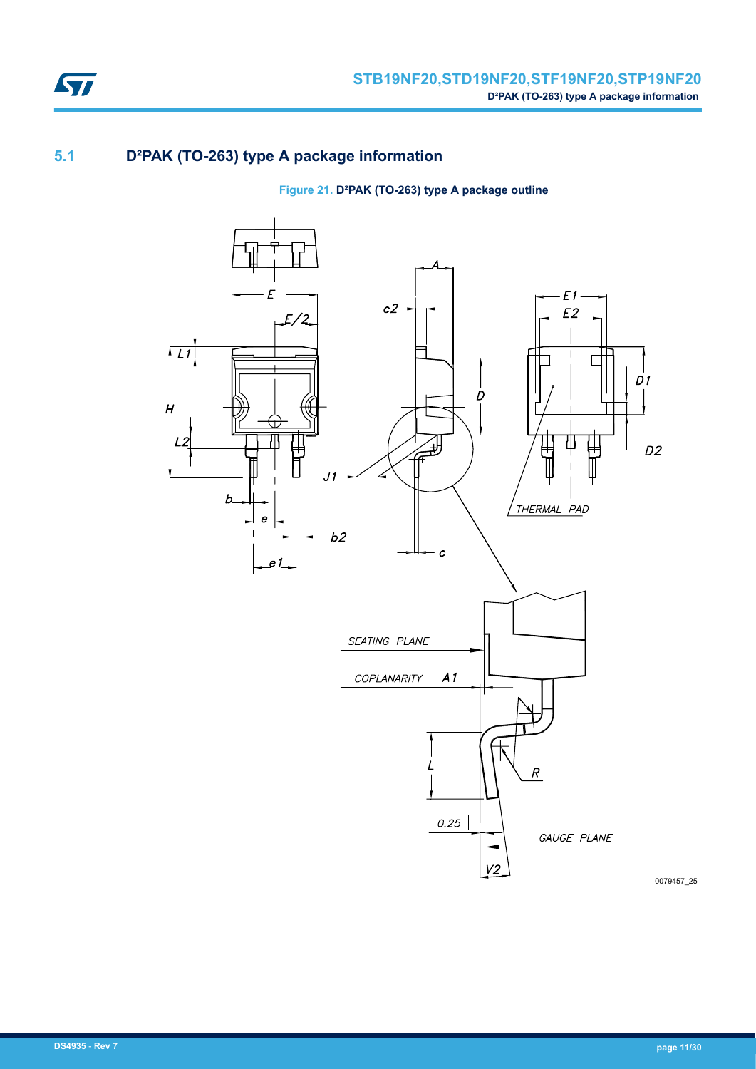## 5.1 D²PAK (TO-263) type A package information

**Figure 21. D²PAK (TO-263) type A package outline**

0079457_25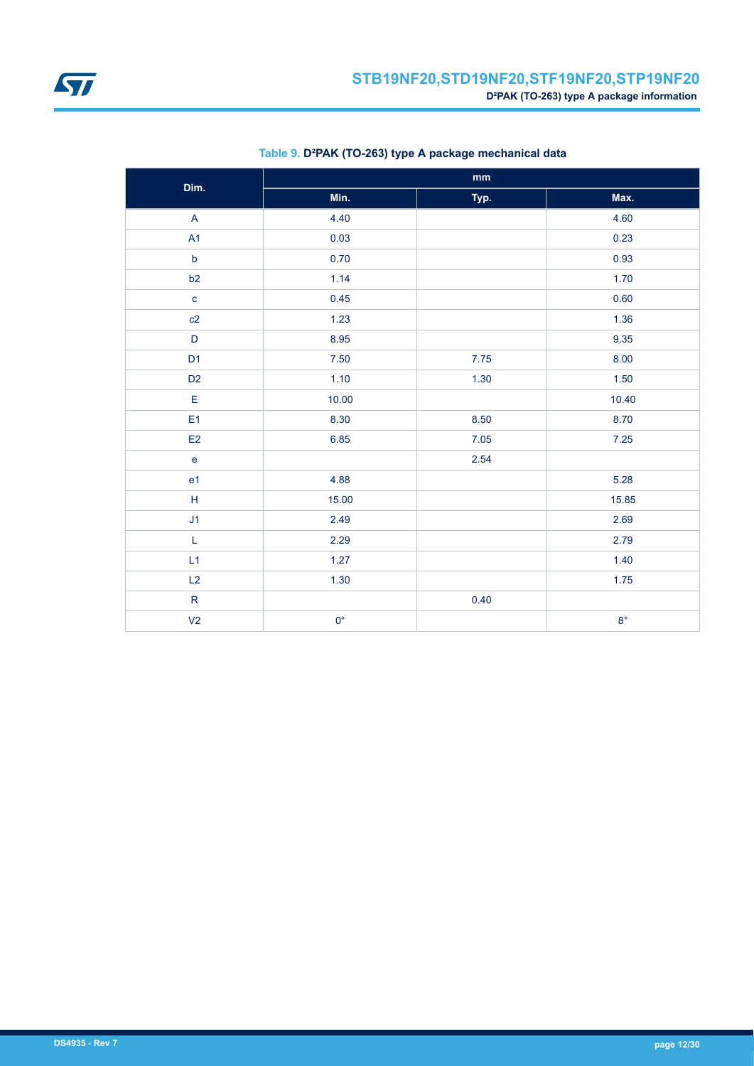**Table 9. D²PAK (TO-263) type A package mechanical data**

| Dim. | mm | | |
|---|---|---|---|
| | Min. | Typ. | Max. |
| A | 4.40 | | 4.60 |
| A1 | 0.03 | | 0.23 |
| b | 0.70 | | 0.93 |
| b2 | 1.14 | | 1.70 |
| c | 0.45 | | 0.60 |
| c2 | 1.23 | | 1.36 |
| D | 8.95 | | 9.35 |
| D1 | 7.50 | 7.75 | 8.00 |
| D2 | 1.10 | 1.30 | 1.50 |
| E | 10.00 | | 10.40 |
| E1 | 8.30 | 8.50 | 8.70 |
| E2 | 6.85 | 7.05 | 7.25 |
| e | | 2.54 | |
| e1 | 4.88 | | 5.28 |
| H | 15.00 | | 15.85 |
| J1 | 2.49 | | 2.69 |
| L | 2.29 | | 2.79 |
| L1 | 1.27 | | 1.40 |
| L2 | 1.30 | | 1.75 |
| R | | 0.40 | |
| V2 | 0° | | 8° |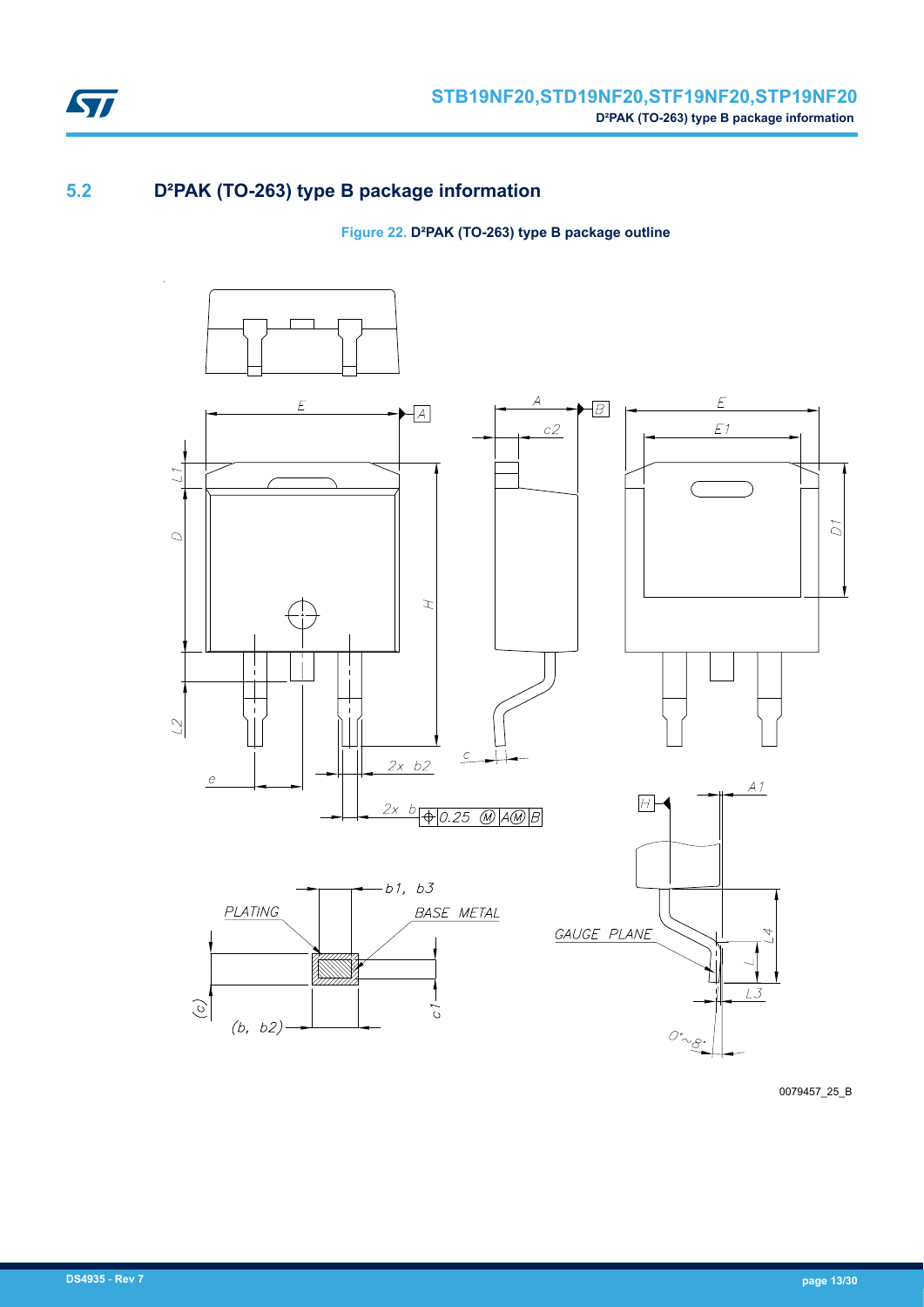## 5.2 D²PAK (TO-263) type B package information

**Figure 22. D²PAK (TO-263) type B package outline**

0079457_25_B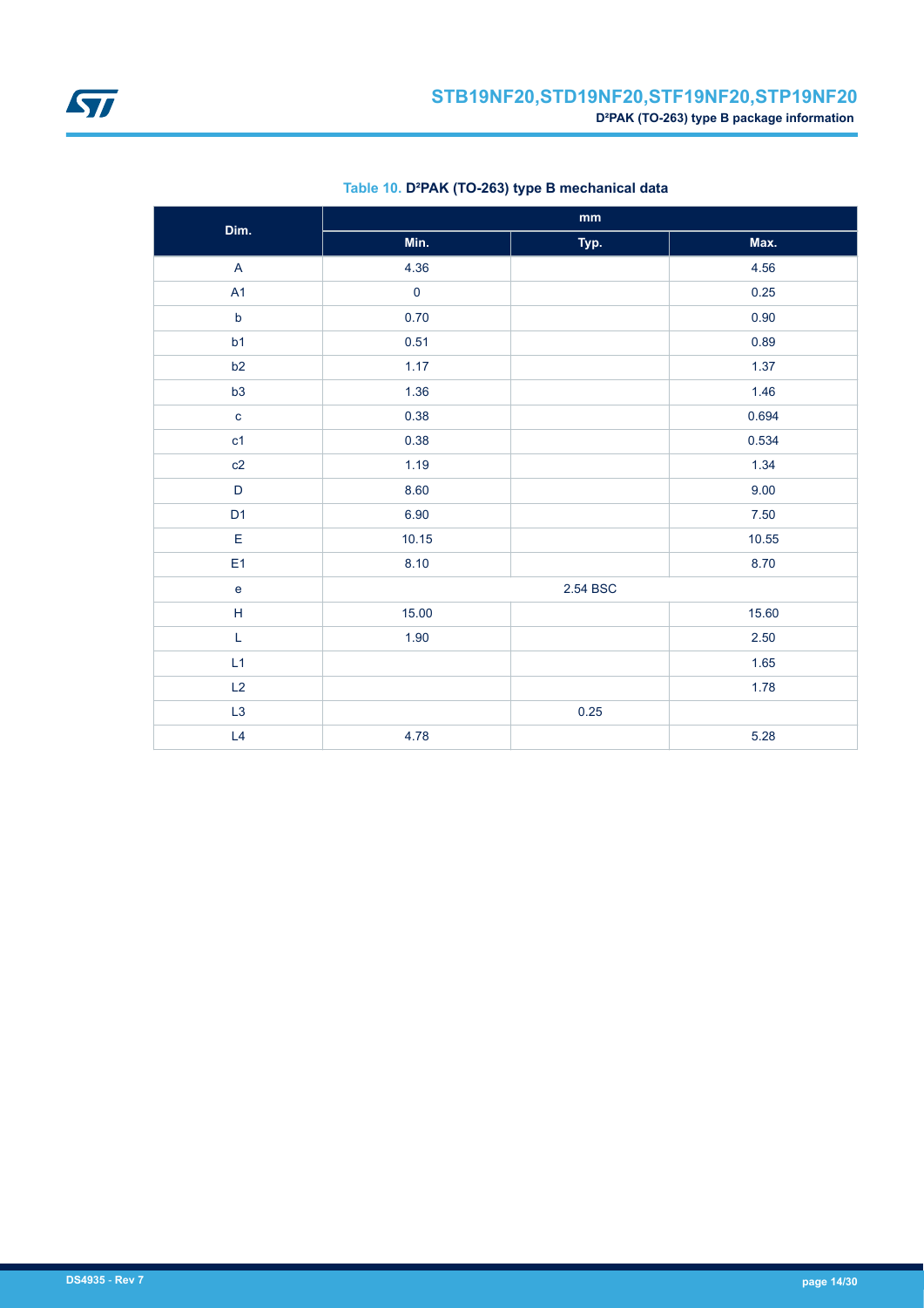**Table 10. D²PAK (TO-263) type B mechanical data**

| Dim. | mm | | |
|---|---|---|---|
| | Min. | Typ. | Max. |
| A | 4.36 | | 4.56 |
| A1 | 0 | | 0.25 |
| b | 0.70 | | 0.90 |
| b1 | 0.51 | | 0.89 |
| b2 | 1.17 | | 1.37 |
| b3 | 1.36 | | 1.46 |
| c | 0.38 | | 0.694 |
| c1 | 0.38 | | 0.534 |
| c2 | 1.19 | | 1.34 |
| D | 8.60 | | 9.00 |
| D1 | 6.90 | | 7.50 |
| E | 10.15 | | 10.55 |
| E1 | 8.10 | | 8.70 |
| e | | 2.54 BSC | |
| H | 15.00 | | 15.60 |
| L | 1.90 | | 2.50 |
| L1 | | | 1.65 |
| L2 | | | 1.78 |
| L3 | | 0.25 | |
| L4 | 4.78 | | 5.28 |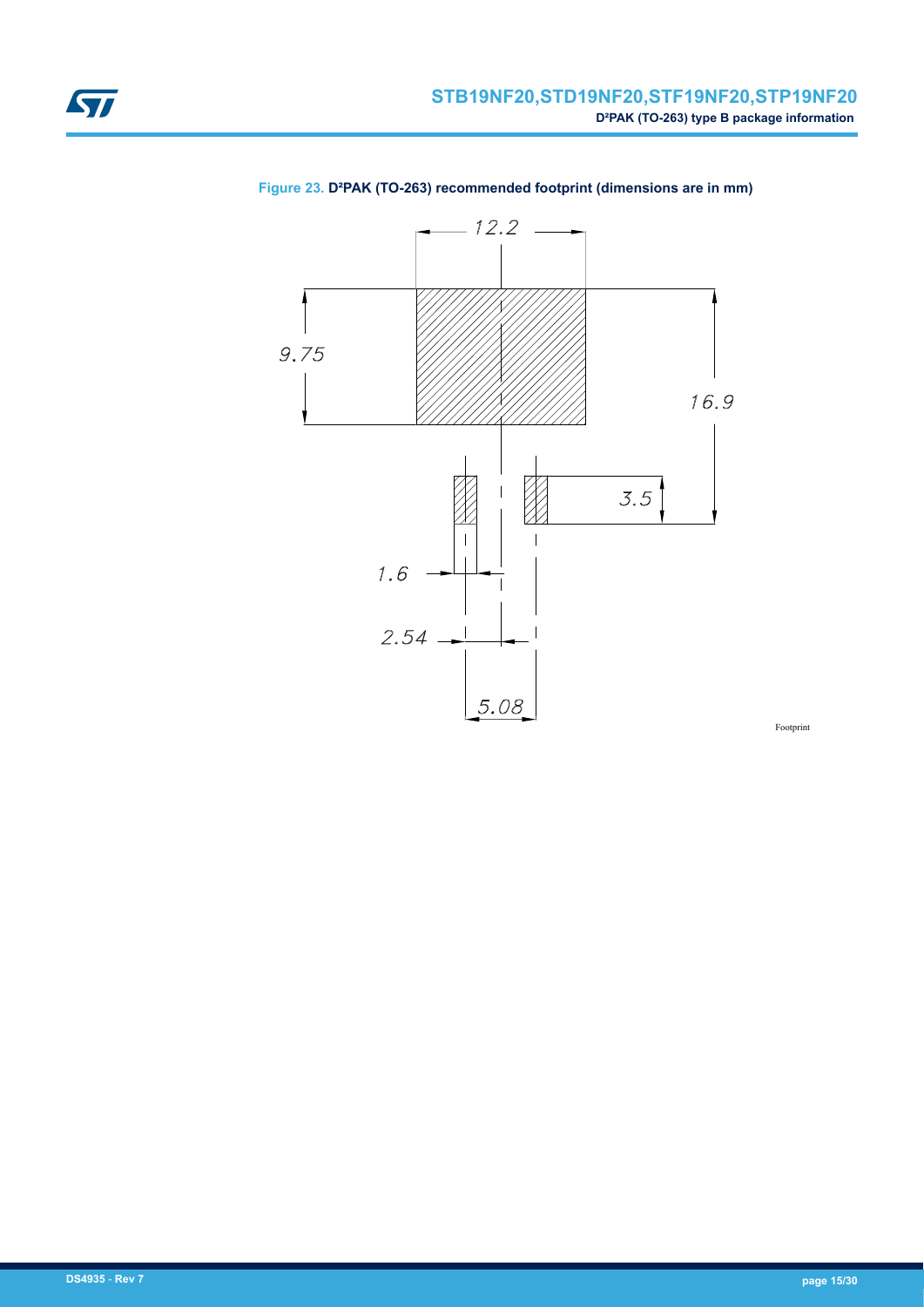**Figure 23. D²PAK (TO-263) recommended footprint (dimensions are in mm)**

12.2

9.75

16.9

3.5

1.6

2.54

5.08

Footprint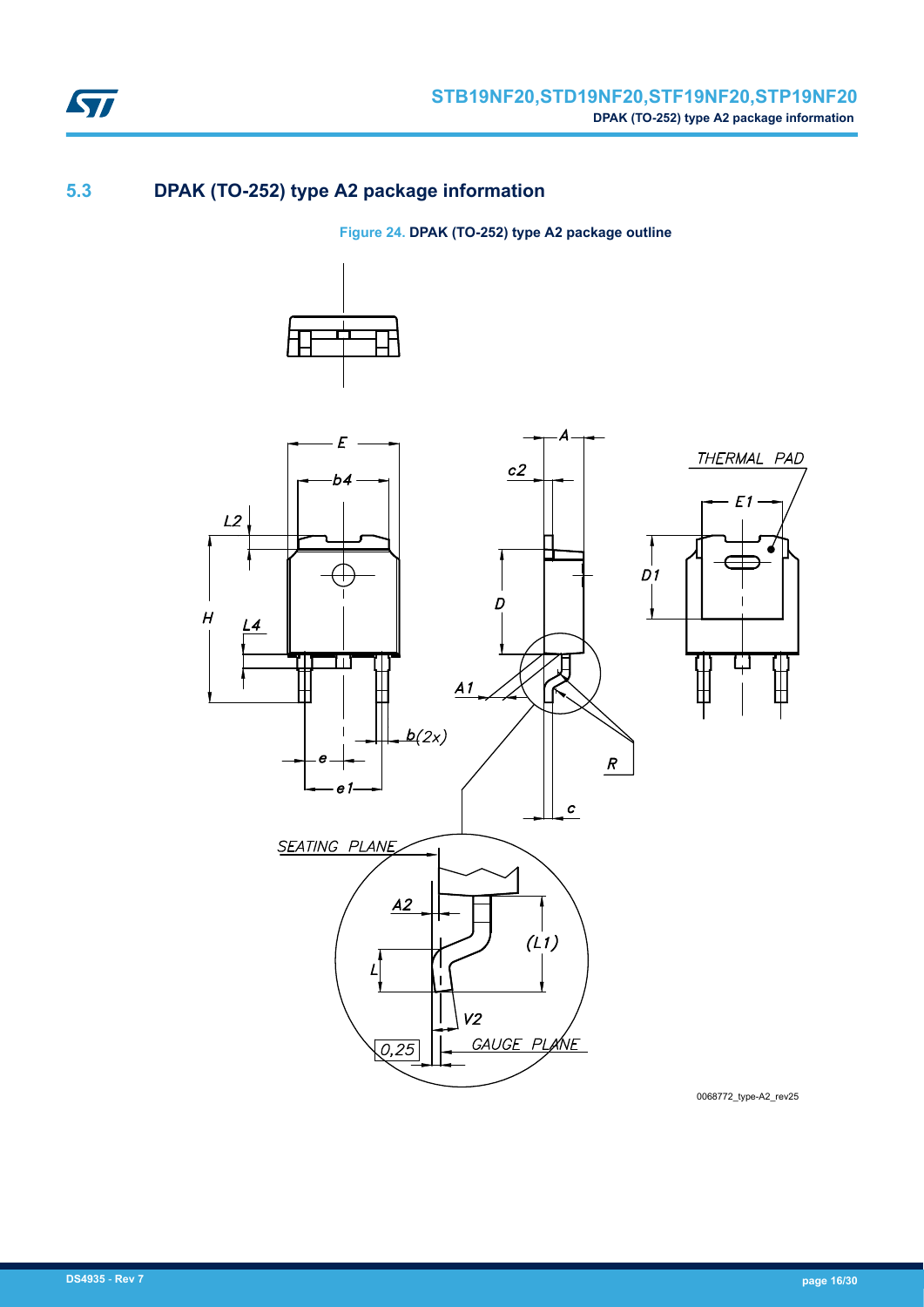## 5.3 DPAK (TO-252) type A2 package information

Figure 24. DPAK (TO-252) type A2 package outline

0068772_type-A2_rev25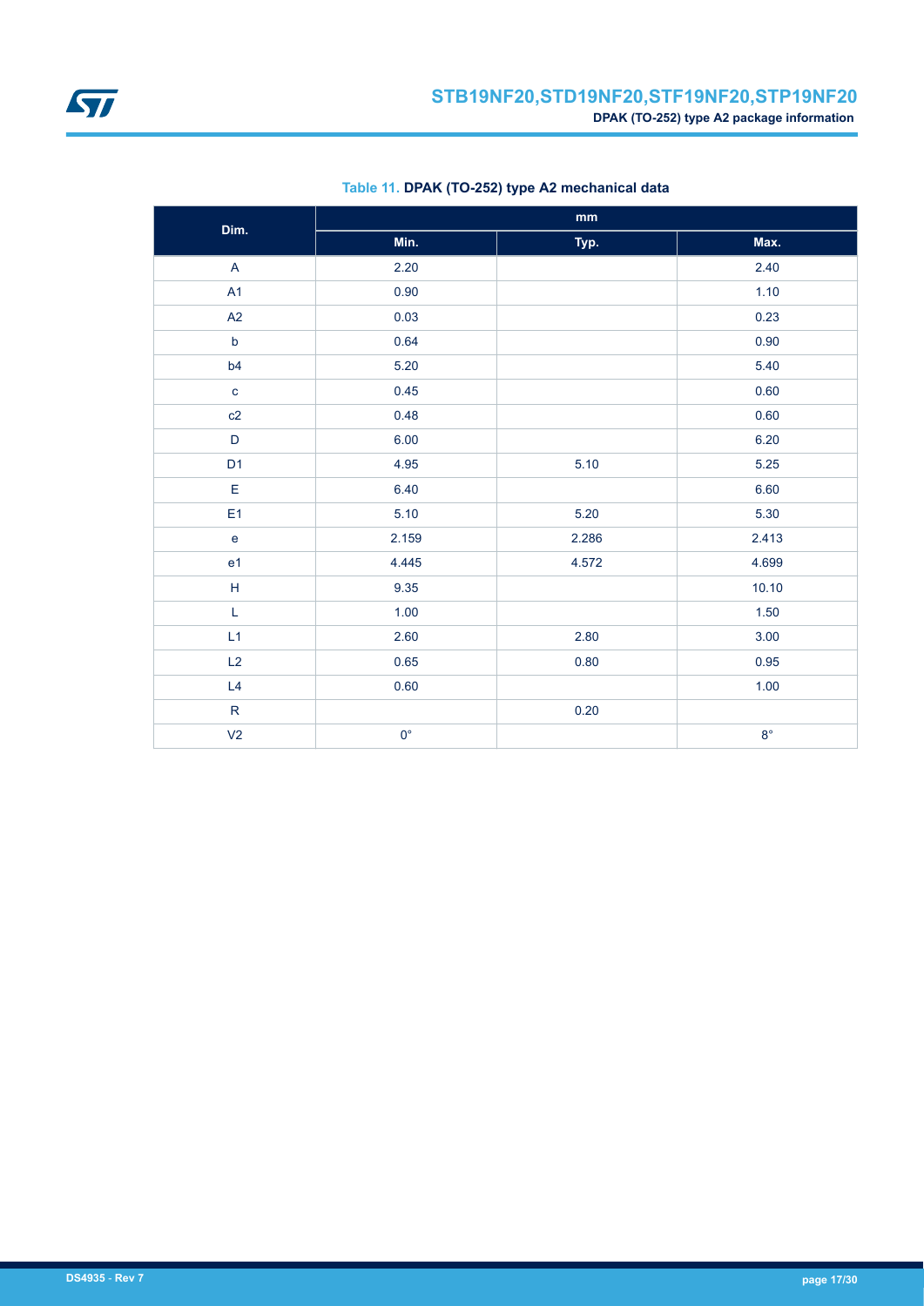Table 11. **DPAK (TO-252) type A2 mechanical data**

| Dim. | mm | | |
|---|---|---|---|
| | Min. | Typ. | Max. |
| A | 2.20 | | 2.40 |
| A1 | 0.90 | | 1.10 |
| A2 | 0.03 | | 0.23 |
| b | 0.64 | | 0.90 |
| b4 | 5.20 | | 5.40 |
| c | 0.45 | | 0.60 |
| c2 | 0.48 | | 0.60 |
| D | 6.00 | | 6.20 |
| D1 | 4.95 | 5.10 | 5.25 |
| E | 6.40 | | 6.60 |
| E1 | 5.10 | 5.20 | 5.30 |
| e | 2.159 | 2.286 | 2.413 |
| e1 | 4.445 | 4.572 | 4.699 |
| H | 9.35 | | 10.10 |
| L | 1.00 | | 1.50 |
| L1 | 2.60 | 2.80 | 3.00 |
| L2 | 0.65 | 0.80 | 0.95 |
| L4 | 0.60 | | 1.00 |
| R | | 0.20 | |
| V2 | 0° | | 8° |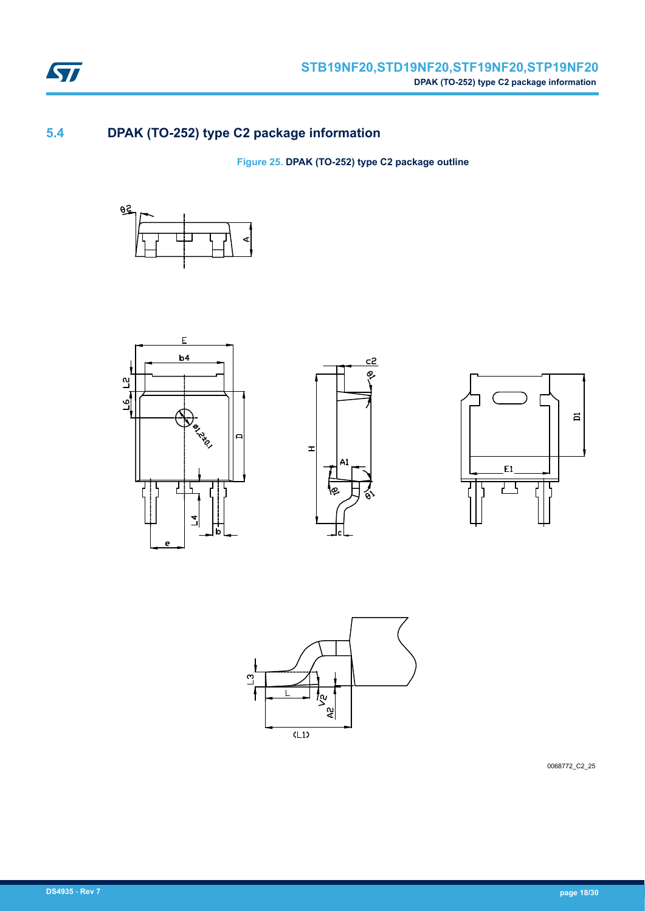## 5.4 DPAK (TO-252) type C2 package information

**Figure 25.** DPAK (TO-252) type C2 package outline

0068772_C2_25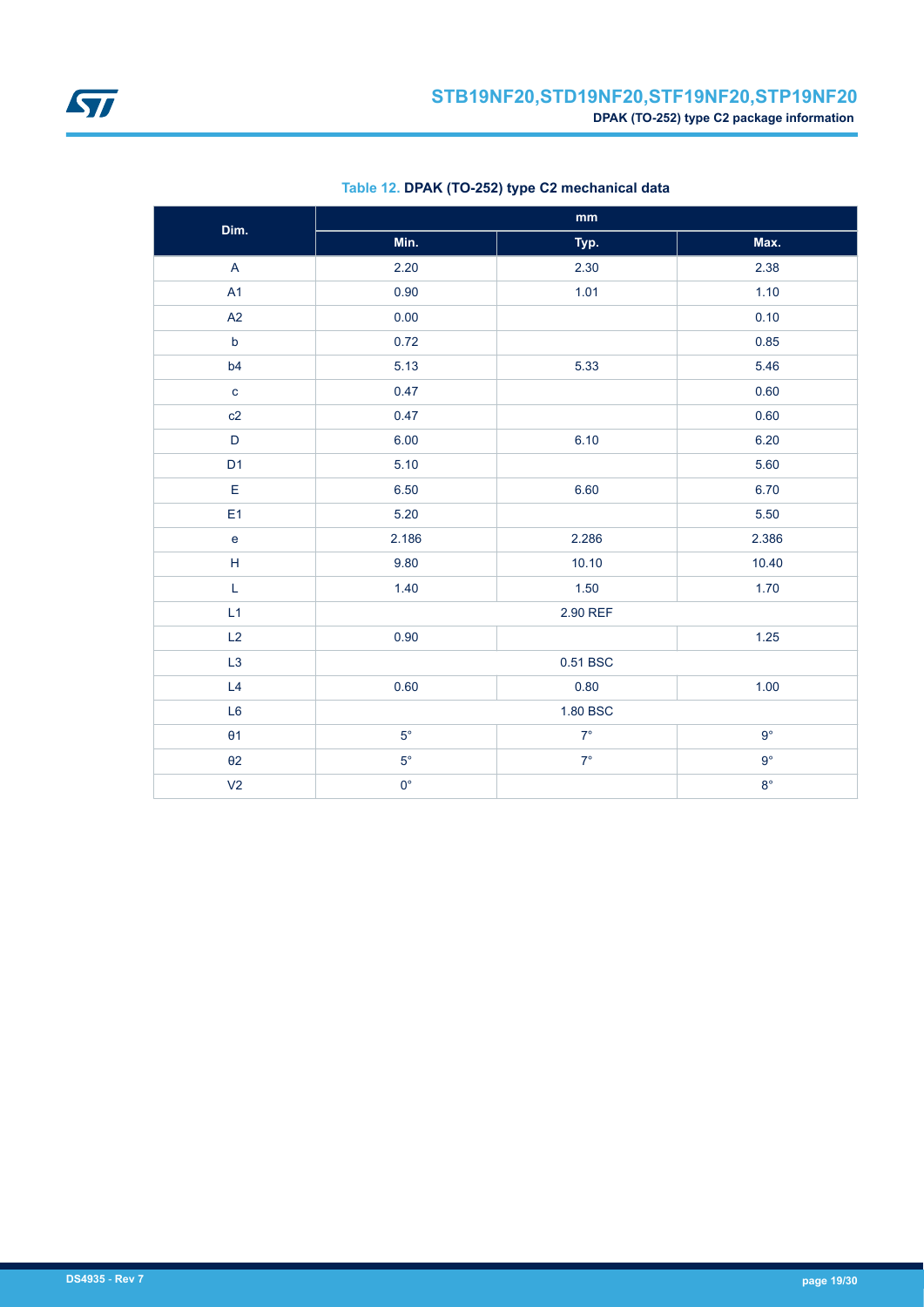Table 12. **DPAK (TO-252) type C2 mechanical data**

| Dim. | mm | | |
|---|---|---|---|
| | Min. | Typ. | Max. |
| A | 2.20 | 2.30 | 2.38 |
| A1 | 0.90 | 1.01 | 1.10 |
| A2 | 0.00 | | 0.10 |
| b | 0.72 | | 0.85 |
| b4 | 5.13 | 5.33 | 5.46 |
| c | 0.47 | | 0.60 |
| c2 | 0.47 | | 0.60 |
| D | 6.00 | 6.10 | 6.20 |
| D1 | 5.10 | | 5.60 |
| E | 6.50 | 6.60 | 6.70 |
| E1 | 5.20 | | 5.50 |
| e | 2.186 | 2.286 | 2.386 |
| H | 9.80 | 10.10 | 10.40 |
| L | 1.40 | 1.50 | 1.70 |
| L1 | 2.90 REF | | |
| L2 | 0.90 | | 1.25 |
| L3 | 0.51 BSC | | |
| L4 | 0.60 | 0.80 | 1.00 |
| L6 | 1.80 BSC | | |
| θ1 | 5° | 7° | 9° |
| θ2 | 5° | 7° | 9° |
| V2 | 0° | | 8° |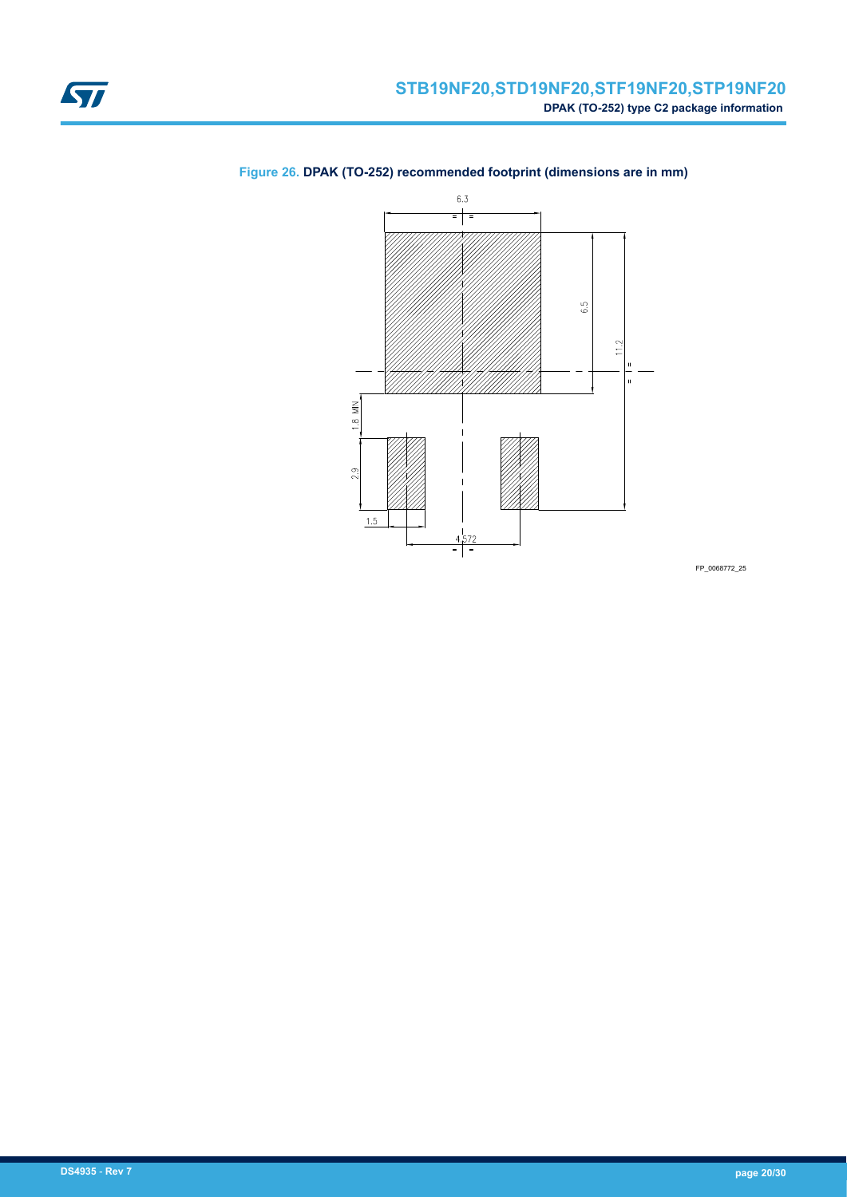Figure 26. DPAK (TO-252) recommended footprint (dimensions are in mm)

FP_0068772_25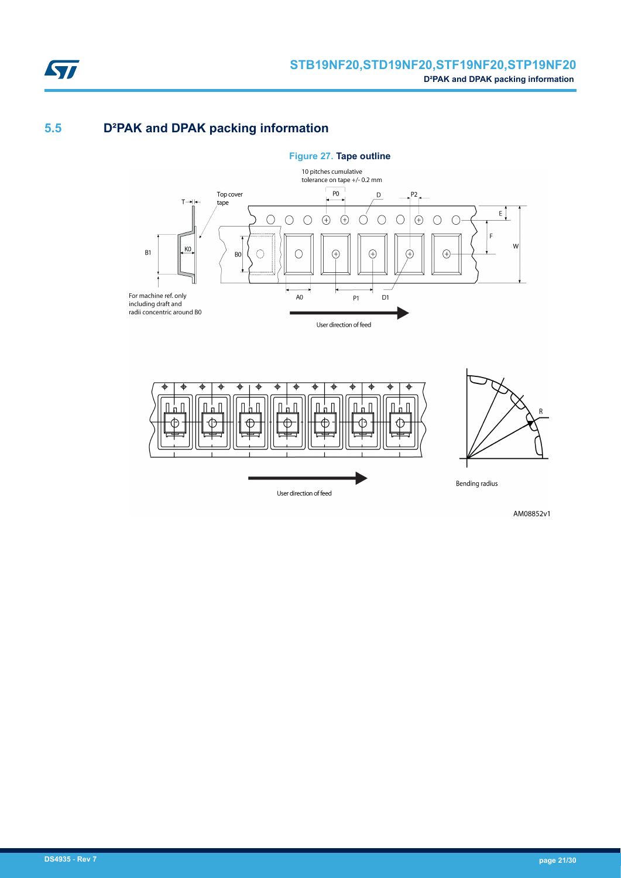## 5.5 D²PAK and DPAK packing information

**Figure 27. Tape outline**

10 pitches cumulative tolerance on tape +/- 0.2 mm

Top cover tape

For machine ref. only including draft and radii concentric around B0

User direction of feed

User direction of feed

Bending radius

AM08852v1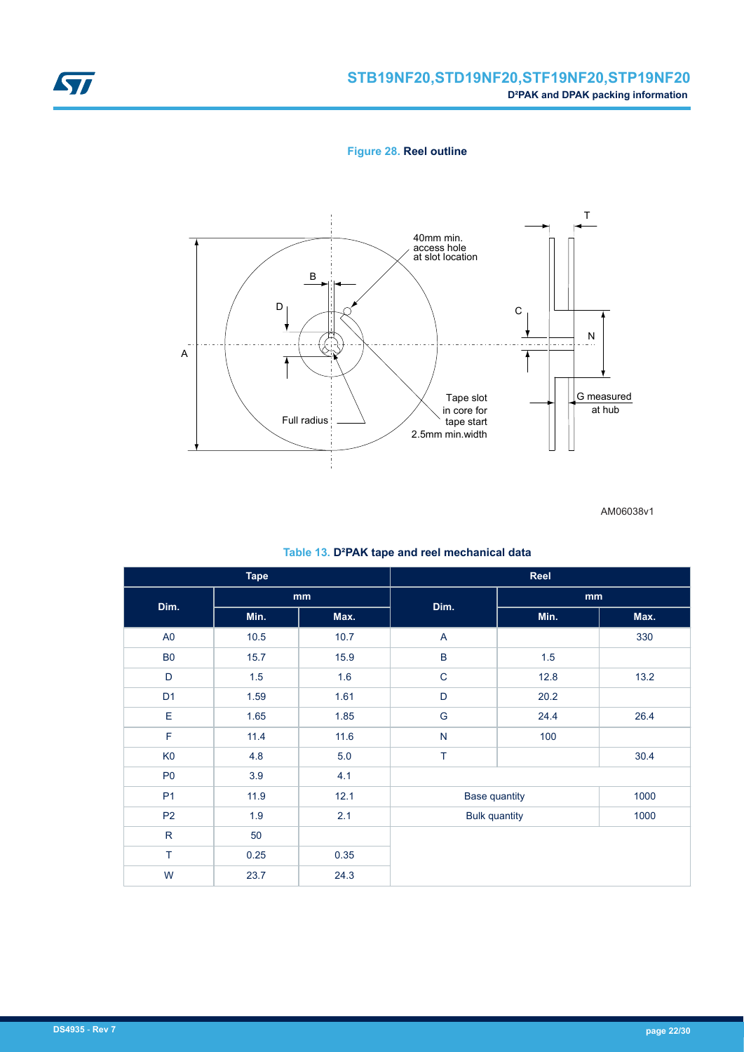**Figure 28. Reel outline**

40mm min. access hole at slot location

Tape slot in core for tape start 2.5mm min.width

Full radius

G measured at hub

AM06038v1

**Table 13. D²PAK tape and reel mechanical data**

| Tape | | | Reel | | |
|---|---|---|---|---|---|
| Dim. | mm | | Dim. | mm | |
| | Min. | Max. | | Min. | Max. |
| A0 | 10.5 | 10.7 | A | | 330 |
| B0 | 15.7 | 15.9 | B | 1.5 | |
| D | 1.5 | 1.6 | C | 12.8 | 13.2 |
| D1 | 1.59 | 1.61 | D | 20.2 | |
| E | 1.65 | 1.85 | G | 24.4 | 26.4 |
| F | 11.4 | 11.6 | N | 100 | |
| K0 | 4.8 | 5.0 | T | | 30.4 |
| P0 | 3.9 | 4.1 | | | |
| P1 | 11.9 | 12.1 | Base quantity | | 1000 |
| P2 | 1.9 | 2.1 | Bulk quantity | | 1000 |
| R | 50 | | | | |
| T | 0.25 | 0.35 | | | |
| W | 23.7 | 24.3 | | | |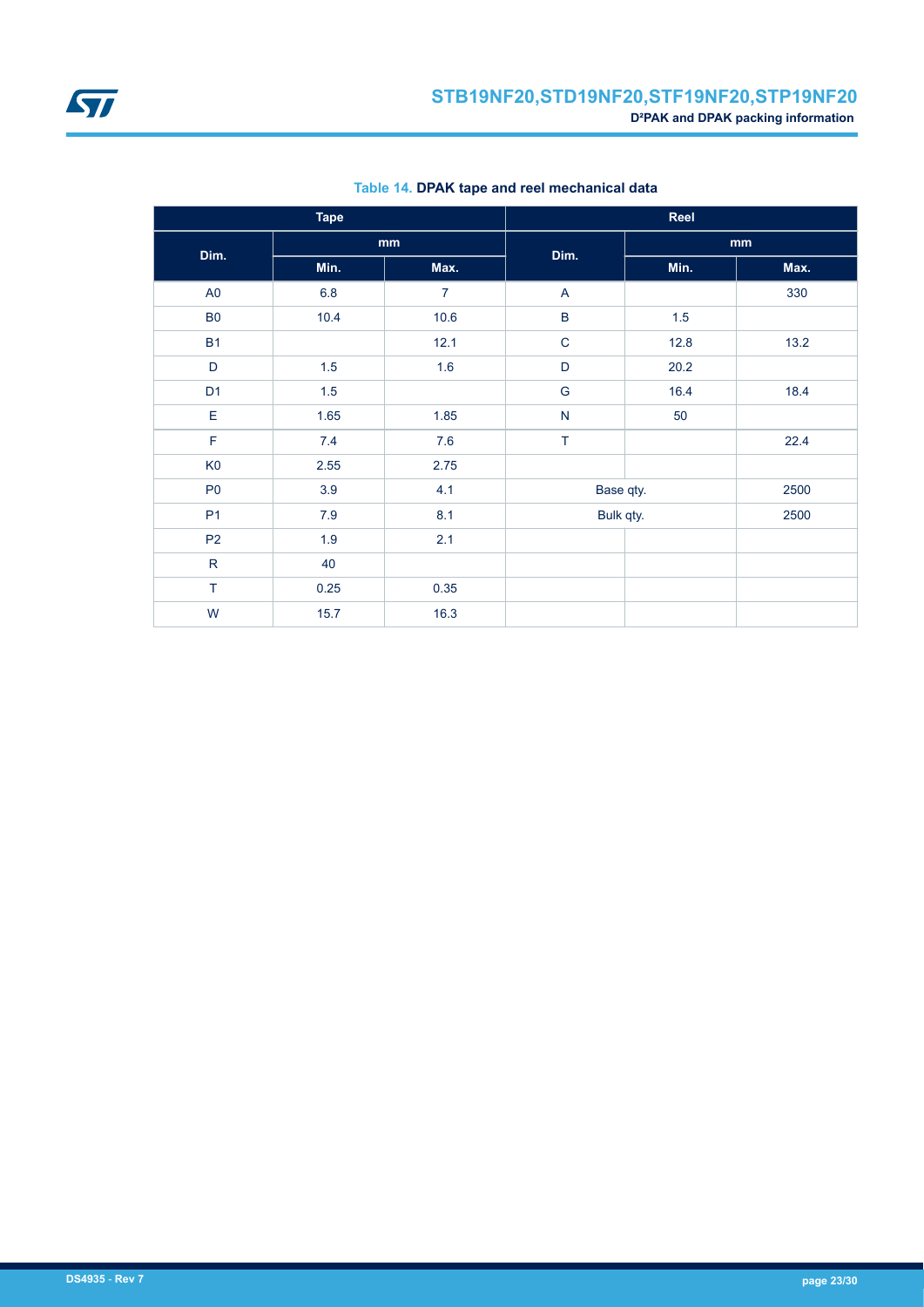Table 14. **DPAK tape and reel mechanical data**

| Tape | | | Reel | | |
|---|---|---|---|---|---|
| Dim. | mm | | Dim. | mm | |
| | Min. | Max. | | Min. | Max. |
| A0 | 6.8 | 7 | A | | 330 |
| B0 | 10.4 | 10.6 | B | 1.5 | |
| B1 | | 12.1 | C | 12.8 | 13.2 |
| D | 1.5 | 1.6 | D | 20.2 | |
| D1 | 1.5 | | G | 16.4 | 18.4 |
| E | 1.65 | 1.85 | N | 50 | |
| F | 7.4 | 7.6 | T | | 22.4 |
| K0 | 2.55 | 2.75 | | | |
| P0 | 3.9 | 4.1 | Base qty. | | 2500 |
| P1 | 7.9 | 8.1 | Bulk qty. | | 2500 |
| P2 | 1.9 | 2.1 | | | |
| R | 40 | | | | |
| T | 0.25 | 0.35 | | | |
| W | 15.7 | 16.3 | | | |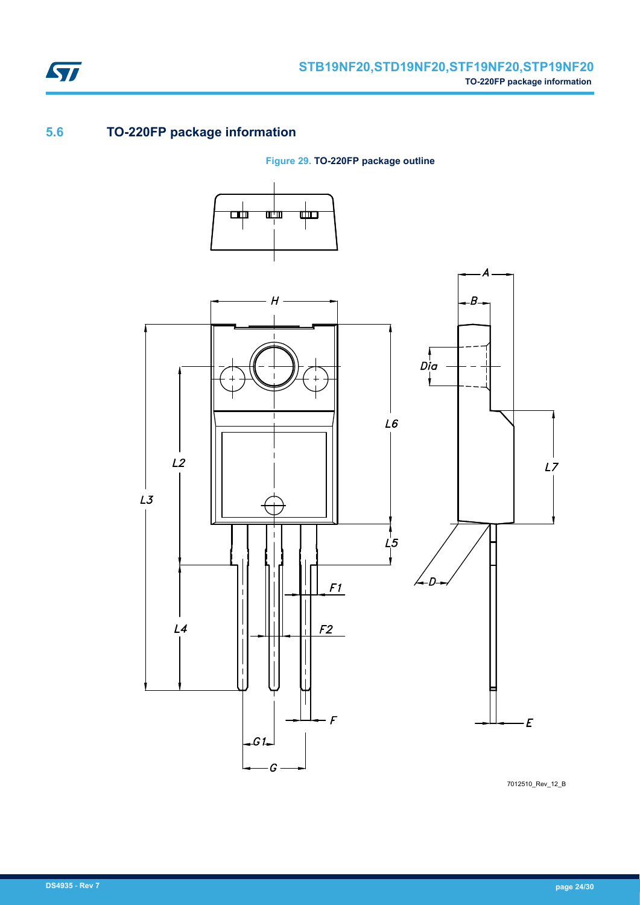## 5.6 TO-220FP package information

**Figure 29. TO-220FP package outline**

7012510_Rev_12_B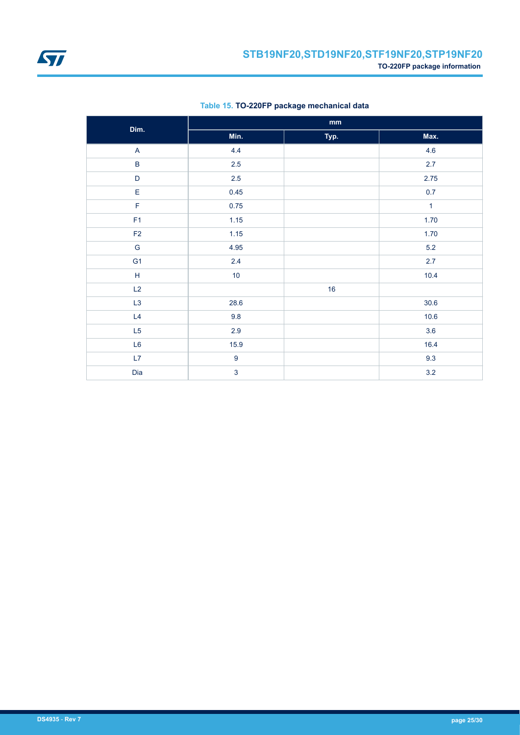**Table 15. TO-220FP package mechanical data**

| Dim. | mm | | |
|---|---|---|---|
| | Min. | Typ. | Max. |
| A | 4.4 | | 4.6 |
| B | 2.5 | | 2.7 |
| D | 2.5 | | 2.75 |
| E | 0.45 | | 0.7 |
| F | 0.75 | | 1 |
| F1 | 1.15 | | 1.70 |
| F2 | 1.15 | | 1.70 |
| G | 4.95 | | 5.2 |
| G1 | 2.4 | | 2.7 |
| H | 10 | | 10.4 |
| L2 | | 16 | |
| L3 | 28.6 | | 30.6 |
| L4 | 9.8 | | 10.6 |
| L5 | 2.9 | | 3.6 |
| L6 | 15.9 | | 16.4 |
| L7 | 9 | | 9.3 |
| Dia | 3 | | 3.2 |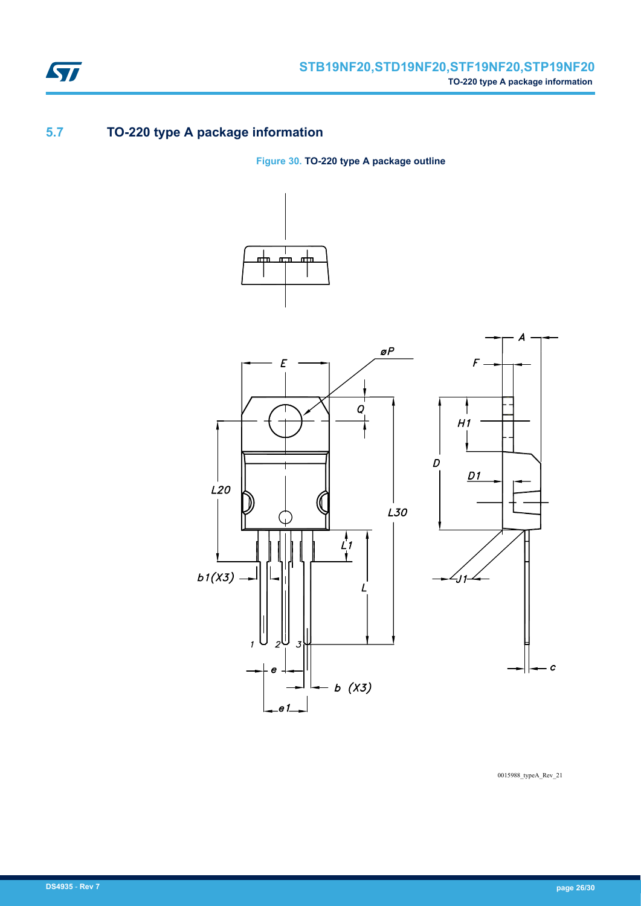## 5.7 TO-220 type A package information

**Figure 30. TO-220 type A package outline**

0015988_typeA_Rev_21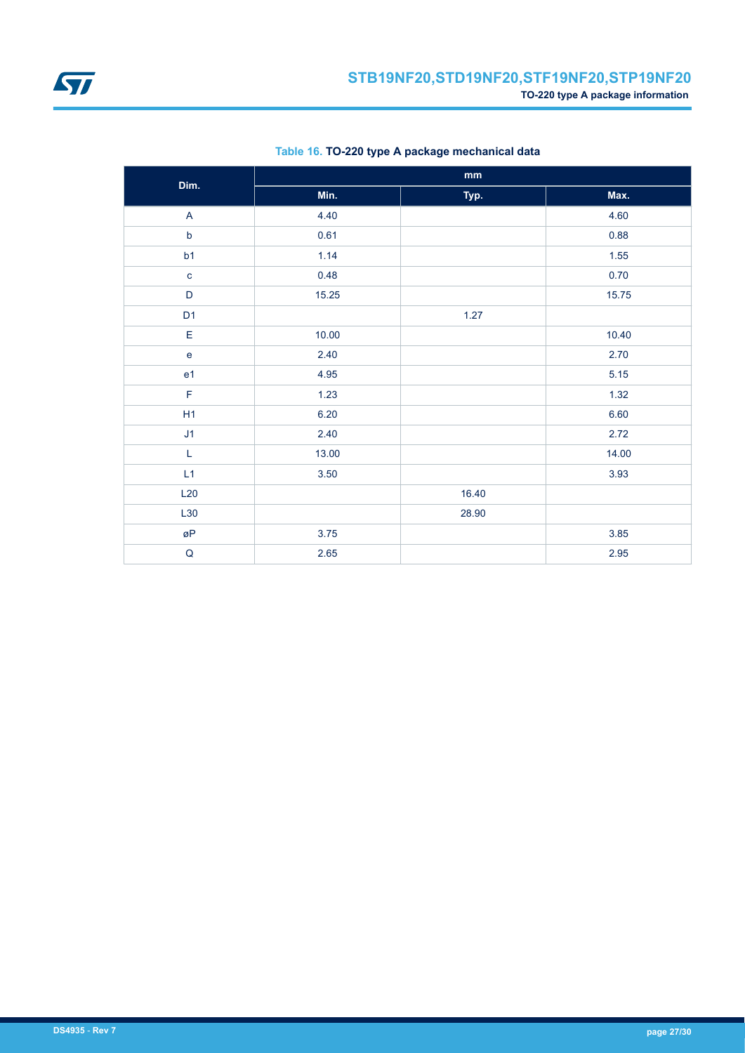Table 16. **TO-220 type A package mechanical data**

| Dim. | mm | | |
|---|---|---|---|
| | Min. | Typ. | Max. |
| A | 4.40 | | 4.60 |
| b | 0.61 | | 0.88 |
| b1 | 1.14 | | 1.55 |
| c | 0.48 | | 0.70 |
| D | 15.25 | | 15.75 |
| D1 | | 1.27 | |
| E | 10.00 | | 10.40 |
| e | 2.40 | | 2.70 |
| e1 | 4.95 | | 5.15 |
| F | 1.23 | | 1.32 |
| H1 | 6.20 | | 6.60 |
| J1 | 2.40 | | 2.72 |
| L | 13.00 | | 14.00 |
| L1 | 3.50 | | 3.93 |
| L20 | | 16.40 | |
| L30 | | 28.90 | |
| øP | 3.75 | | 3.85 |
| Q | 2.65 | | 2.95 |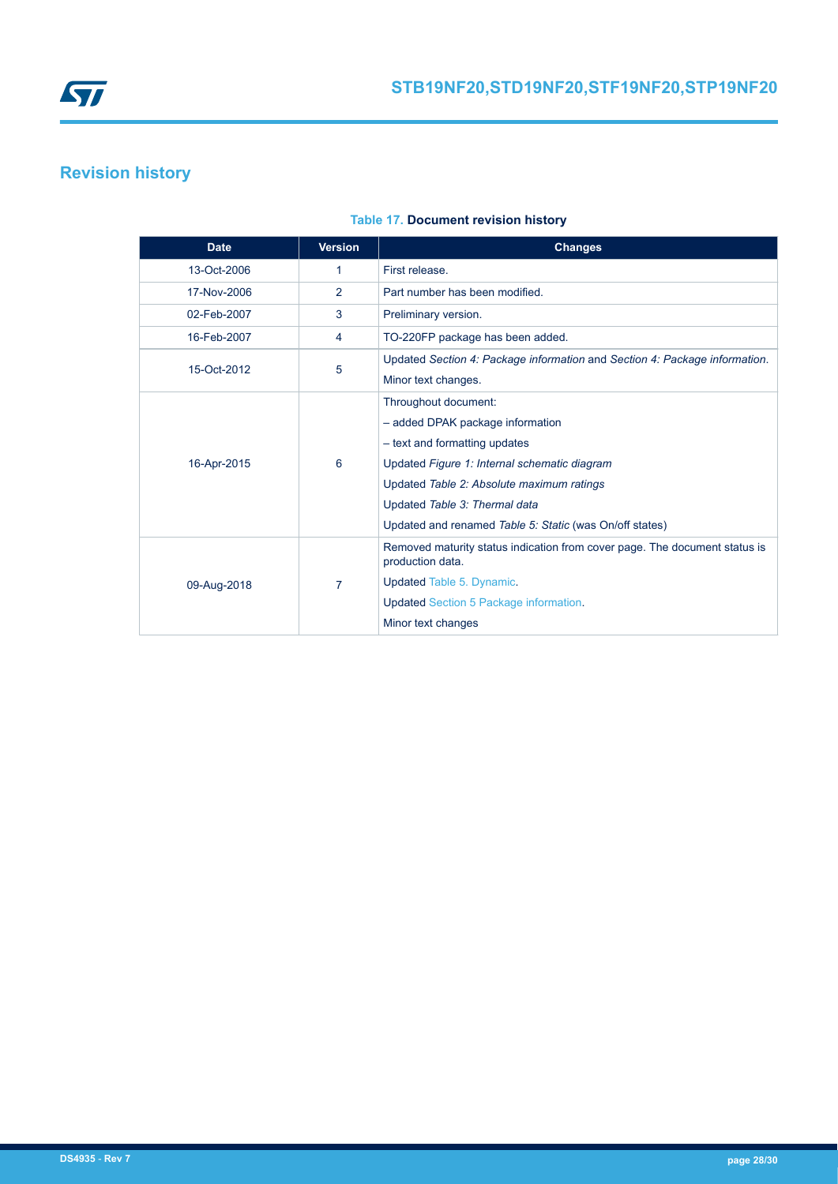# Revision history

**Table 17. Document revision history**

| Date | Version | Changes |
|---|---|---|
| 13-Oct-2006 | 1 | First release. |
| 17-Nov-2006 | 2 | Part number has been modified. |
| 02-Feb-2007 | 3 | Preliminary version. |
| 16-Feb-2007 | 4 | TO-220FP package has been added. |
| 15-Oct-2012 | 5 | Updated *Section 4: Package information* and *Section 4: Package information*.<br>Minor text changes. |
| 16-Apr-2015 | 6 | Throughout document:<br>– added DPAK package information<br>– text and formatting updates<br>Updated *Figure 1: Internal schematic diagram*<br>Updated *Table 2: Absolute maximum ratings*<br>Updated *Table 3: Thermal data*<br>Updated and renamed *Table 5: Static* (was On/off states) |
| 09-Aug-2018 | 7 | Removed maturity status indication from cover page. The document status is production data.<br>Updated Table 5. Dynamic.<br>Updated Section 5 Package information.<br>Minor text changes |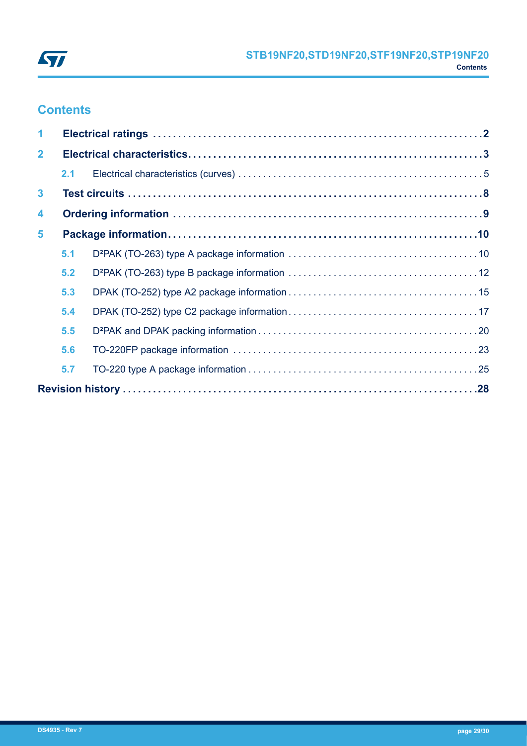# Contents

**1 Electrical ratings** .......... **2**

**2 Electrical characteristics** .......... **3**

- 2.1 Electrical characteristics (curves) .......... 5

**3 Test circuits** .......... **8**

**4 Ordering information** .......... **9**

**5 Package information** .......... **10**

- 5.1 D²PAK (TO-263) type A package information .......... 10
- 5.2 D²PAK (TO-263) type B package information .......... 12
- 5.3 DPAK (TO-252) type A2 package information .......... 15
- 5.4 DPAK (TO-252) type C2 package information .......... 17
- 5.5 D²PAK and DPAK packing information .......... 20
- 5.6 TO-220FP package information .......... 23
- 5.7 TO-220 type A package information .......... 25

**Revision history** .......... **28**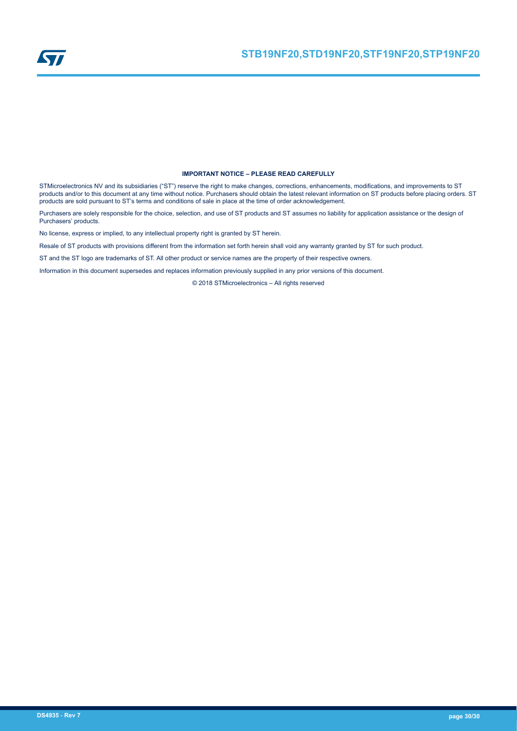**IMPORTANT NOTICE – PLEASE READ CAREFULLY**

STMicroelectronics NV and its subsidiaries ("ST") reserve the right to make changes, corrections, enhancements, modifications, and improvements to ST products and/or to this document at any time without notice. Purchasers should obtain the latest relevant information on ST products before placing orders. ST products are sold pursuant to ST's terms and conditions of sale in place at the time of order acknowledgement.

Purchasers are solely responsible for the choice, selection, and use of ST products and ST assumes no liability for application assistance or the design of Purchasers' products.

No license, express or implied, to any intellectual property right is granted by ST herein.

Resale of ST products with provisions different from the information set forth herein shall void any warranty granted by ST for such product.

ST and the ST logo are trademarks of ST. All other product or service names are the property of their respective owners.

Information in this document supersedes and replaces information previously supplied in any prior versions of this document.

© 2018 STMicroelectronics – All rights reserved